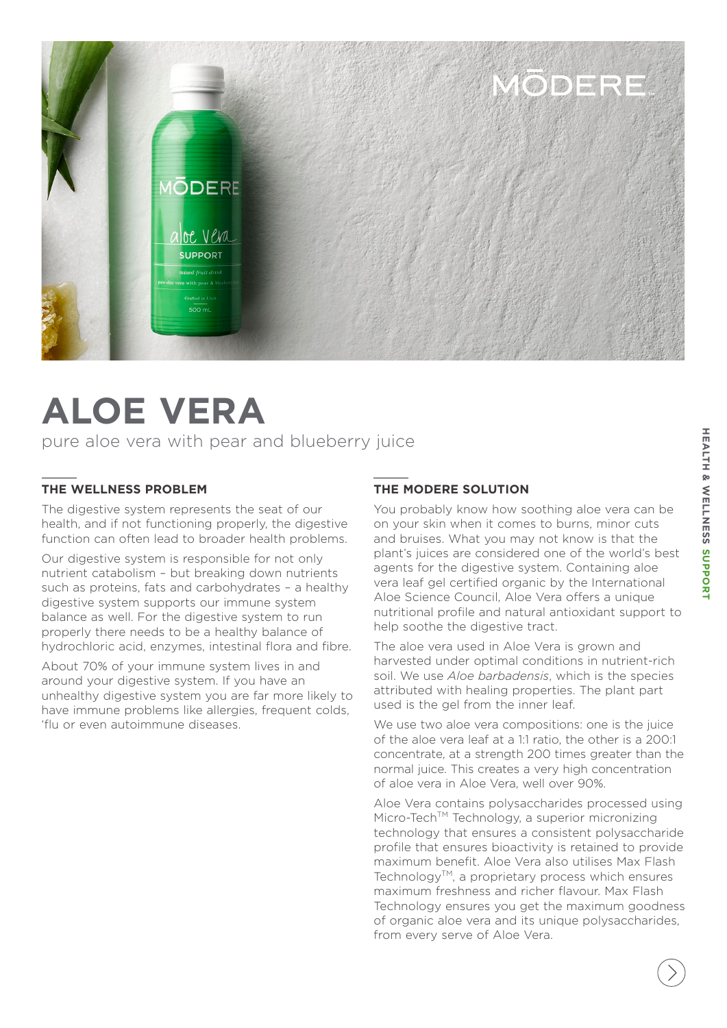# ALOE VERA

pure aloe vera with pear and blueberry juice

## THE WELLNESS PROBLEM

The digestive system represents the seat of our health, and if not functioning properly, the digestive function can often lead to broader health problems.

Our digestive system is responsible for not only nutrient catabolism – but breaking down nutrients such as proteins, fats and carbohydrates – a healthy digestive system supports our immune system balance as well. For the digestive system to run properly there needs to be a healthy balance of hydrochloric acid, enzymes, intestinal flora and fibre.

About 70% of your immune system lives in and around your digestive system. If you have an unhealthy digestive system you are far more likely to have immune problems like allergies, frequent colds, 'flu or even autoimmune diseases.

## THE MODERE SOLUTION

You probably know how soothing aloe vera can be on your skin when it comes to burns, minor cuts and bruises. What you may not know is that the plant's juices are considered one of the world's best agents for the digestive system. Containing aloe vera leaf gel certified organic by the International Aloe Science Council, Aloe Vera offers a unique nutritional profile and natural antioxidant support to help soothe the digestive tract.

The aloe vera used in Aloe Vera is grown and harvested under optimal conditions in nutrient-rich soil. We use *Aloe barbadensis*, which is the species attributed with healing properties. The plant part used is the gel from the inner leaf.

We use two aloe vera compositions: one is the juice of the aloe vera leaf at a 1:1 ratio, the other is a 200:1 concentrate, at a strength 200 times greater than the normal juice. This creates a very high concentration of aloe vera in Aloe Vera, well over 90%.

Aloe Vera contains polysaccharides processed using Micro-Tech™ Technology, a superior micronizing technology that ensures a consistent polysaccharide profile that ensures bioactivity is retained to provide maximum benefit. Aloe Vera also utilises Max Flash Technology™, a proprietary process which ensures maximum freshness and richer flavour. Max Flash Technology ensures you get the maximum goodness of organic aloe vera and its unique polysaccharides, from every serve of Aloe Vera.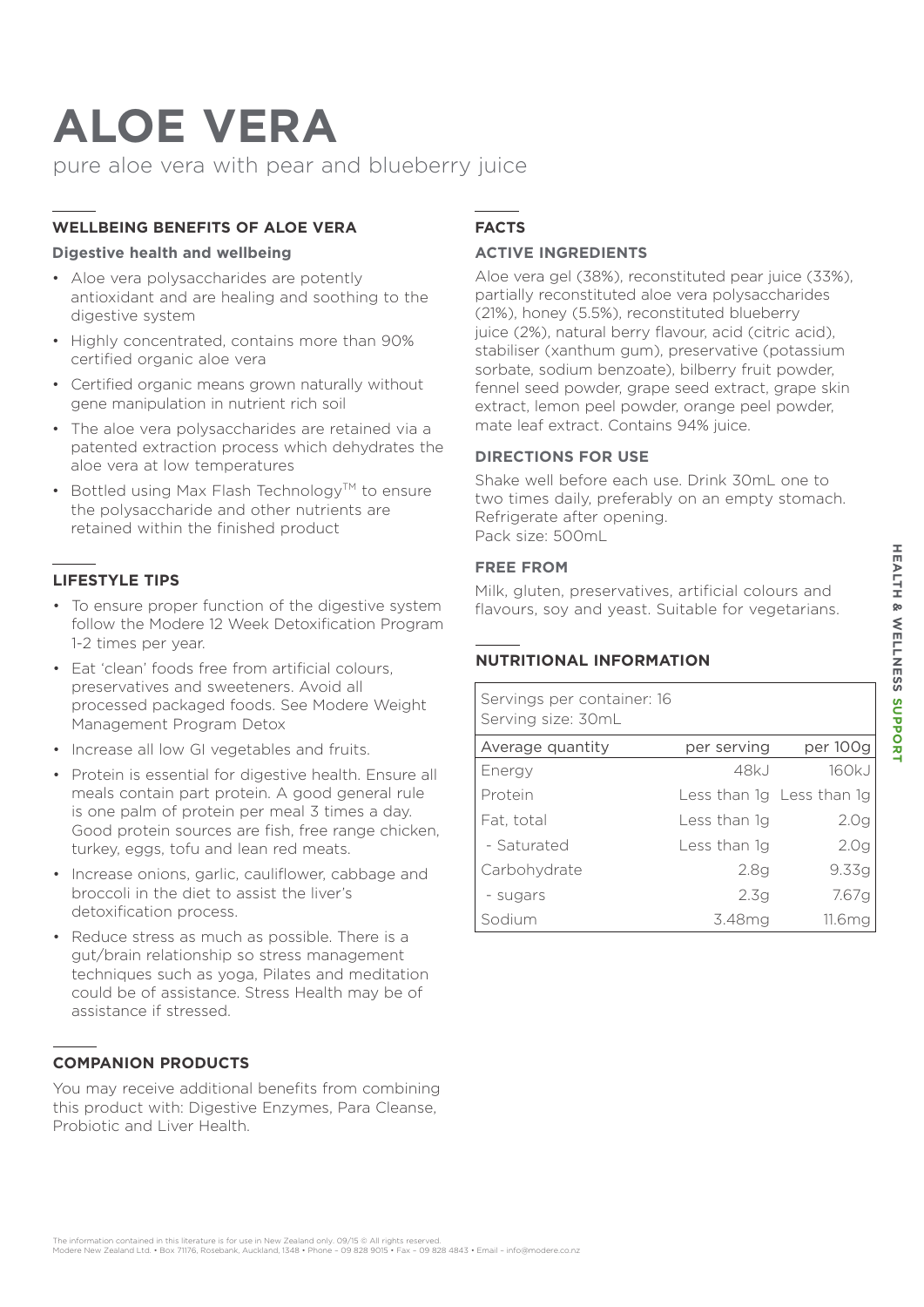# ALOE VERA

pure aloe vera with pear and blueberry juice

## WELLBEING BENEFITS OF ALOE VERA

### Digestive health and wellbeing

- Aloe vera polysaccharides are potently antioxidant and are healing and soothing to the digestive system
- Highly concentrated, contains more than 90% certified organic aloe vera
- Certified organic means grown naturally without gene manipulation in nutrient rich soil
- The aloe vera polysaccharides are retained via a patented extraction process which dehydrates the aloe vera at low temperatures
- Bottled using Max Flash Technology™ to ensure the polysaccharide and other nutrients are retained within the finished product

## LIFESTYLE TIPS

- To ensure proper function of the digestive system follow the Modere 12 Week Detoxification Program 1-2 times per year.
- Eat 'clean' foods free from artificial colours, preservatives and sweeteners. Avoid all processed packaged foods. See Modere Weight Management Program Detox
- Increase all low GI vegetables and fruits.
- Protein is essential for digestive health. Ensure all meals contain part protein. A good general rule is one palm of protein per meal 3 times a day. Good protein sources are fish, free range chicken, turkey, eggs, tofu and lean red meats.
- Increase onions, garlic, cauliflower, cabbage and broccoli in the diet to assist the liver's detoxification process.
- Reduce stress as much as possible. There is a gut/brain relationship so stress management techniques such as yoga, Pilates and meditation could be of assistance. Stress Health may be of assistance if stressed.

## COMPANION PRODUCTS

You may receive additional benefits from combining this product with: Digestive Enzymes, Para Cleanse, Probiotic and Liver Health.

## FACTS

### ACTIVE INGREDIENTS

Aloe vera gel (38%), reconstituted pear juice (33%), partially reconstituted aloe vera polysaccharides (21%), honey (5.5%), reconstituted blueberry juice (2%), natural berry flavour, acid (citric acid), stabiliser (xanthum gum), preservative (potassium sorbate, sodium benzoate), bilberry fruit powder, fennel seed powder, grape seed extract, grape skin extract, lemon peel powder, orange peel powder, mate leaf extract. Contains 94% juice.

### DIRECTIONS FOR USE

Shake well before each use. Drink 30mL one to two times daily, preferably on an empty stomach. Refrigerate after opening.
Pack size: 500mL

### FREE FROM

Milk, gluten, preservatives, artificial colours and flavours, soy and yeast. Suitable for vegetarians.

## NUTRITIONAL INFORMATION

Servings per container: 16
Serving size: 30mL

| Average quantity | per serving | per 100g |
|---|---|---|
| Energy | 48kJ | 160kJ |
| Protein | Less than 1g | Less than 1g |
| Fat, total | Less than 1g | 2.0g |
| - Saturated | Less than 1g | 2.0g |
| Carbohydrate | 2.8g | 9.33g |
| - sugars | 2.3g | 7.67g |
| Sodium | 3.48mg | 11.6mg |

The information contained in this literature is for use in New Zealand only. 09/15 © All rights reserved.
Modere New Zealand Ltd. • Box 71176, Rosebank, Auckland, 1348 • Phone – 09 828 9015 • Fax – 09 828 4843 • Email – info@modere.co.nz